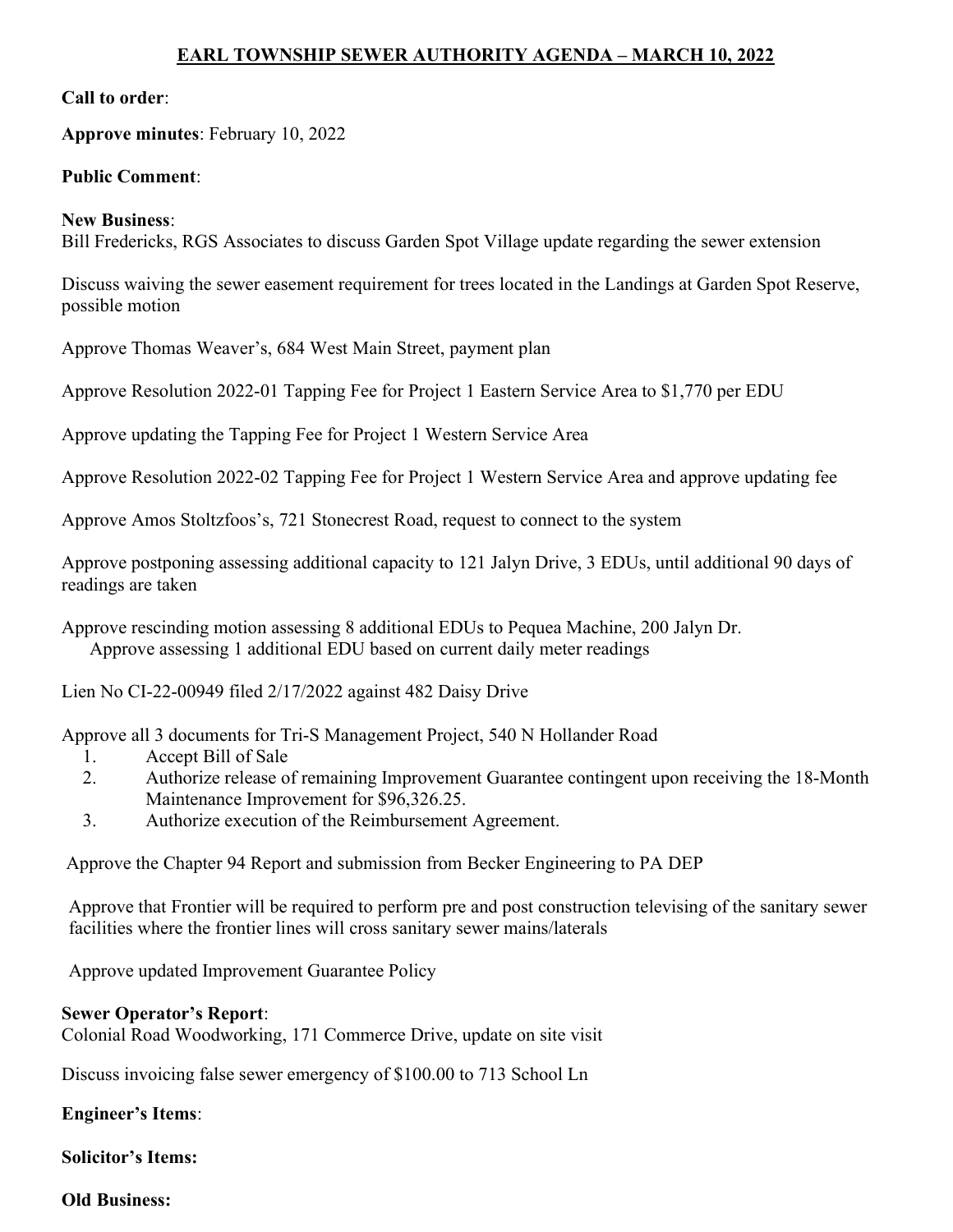# EARL TOWNSHIP SEWER AUTHORITY AGENDA – MARCH 10, 2022

**Call to order**:

**Approve minutes**: February 10, 2022

**Public Comment**:

**New Business**:
Bill Fredericks, RGS Associates to discuss Garden Spot Village update regarding the sewer extension

Discuss waiving the sewer easement requirement for trees located in the Landings at Garden Spot Reserve, possible motion

Approve Thomas Weaver's, 684 West Main Street, payment plan

Approve Resolution 2022-01 Tapping Fee for Project 1 Eastern Service Area to $1,770 per EDU

Approve updating the Tapping Fee for Project 1 Western Service Area

Approve Resolution 2022-02 Tapping Fee for Project 1 Western Service Area and approve updating fee

Approve Amos Stoltzfoos's, 721 Stonecrest Road, request to connect to the system

Approve postponing assessing additional capacity to 121 Jalyn Drive, 3 EDUs, until additional 90 days of readings are taken

Approve rescinding motion assessing 8 additional EDUs to Pequea Machine, 200 Jalyn Dr.
Approve assessing 1 additional EDU based on current daily meter readings

Lien No CI-22-00949 filed 2/17/2022 against 482 Daisy Drive

Approve all 3 documents for Tri-S Management Project, 540 N Hollander Road

1. Accept Bill of Sale
2. Authorize release of remaining Improvement Guarantee contingent upon receiving the 18-Month Maintenance Improvement for $96,326.25.
3. Authorize execution of the Reimbursement Agreement.

Approve the Chapter 94 Report and submission from Becker Engineering to PA DEP

Approve that Frontier will be required to perform pre and post construction televising of the sanitary sewer facilities where the frontier lines will cross sanitary sewer mains/laterals

Approve updated Improvement Guarantee Policy

**Sewer Operator's Report**:
Colonial Road Woodworking, 171 Commerce Drive, update on site visit

Discuss invoicing false sewer emergency of $100.00 to 713 School Ln

**Engineer's Items**:

**Solicitor's Items:**

**Old Business:**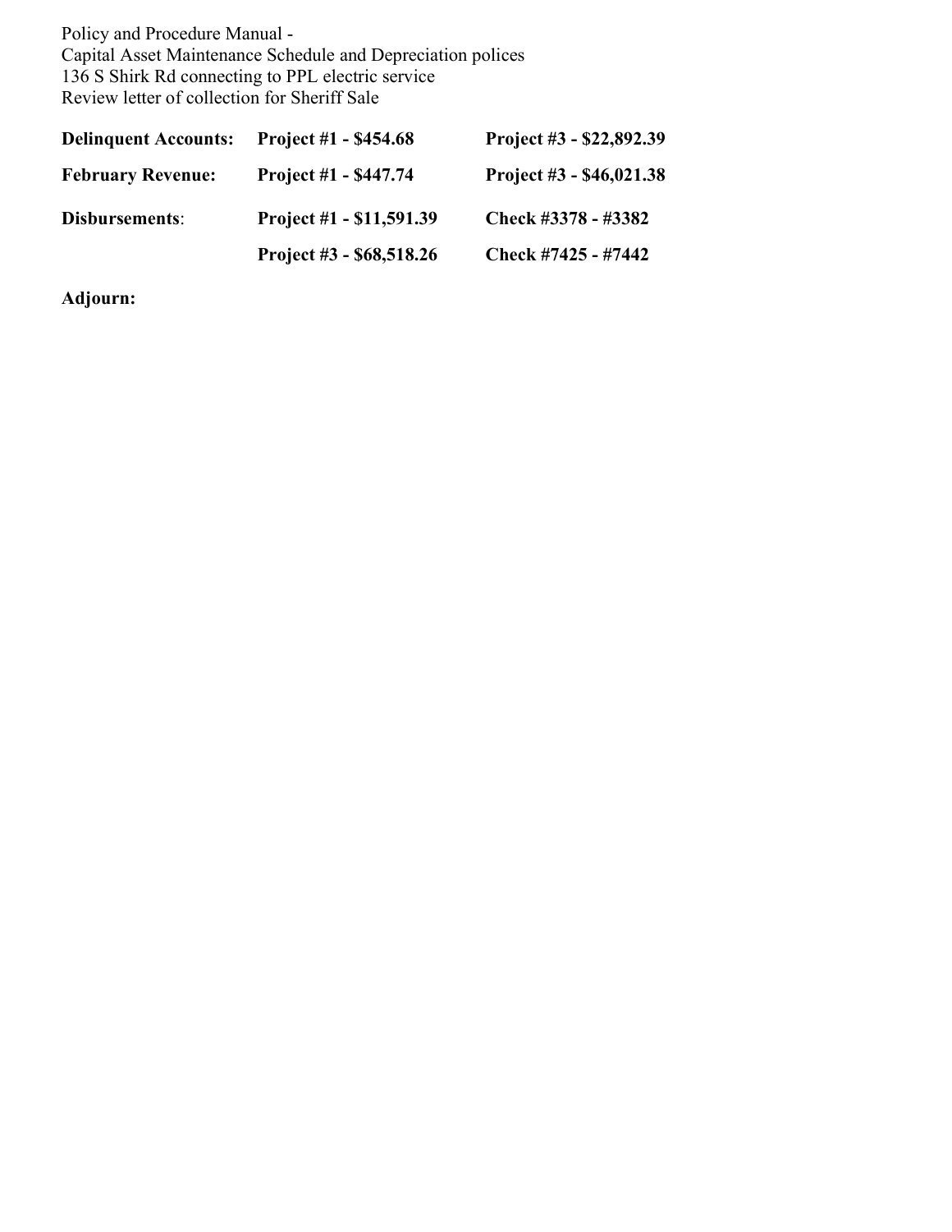Policy and Procedure Manual -
Capital Asset Maintenance Schedule and Depreciation polices
136 S Shirk Rd connecting to PPL electric service
Review letter of collection for Sheriff Sale

| | | |
|---|---|---|
| **Delinquent Accounts:** | **Project #1 - $454.68** | **Project #3 - $22,892.39** |
| **February Revenue:** | **Project #1 - $447.74** | **Project #3 - $46,021.38** |
| **Disbursements**: | **Project #1 - $11,591.39** | **Check #3378 - #3382** |
| | **Project #3 - $68,518.26** | **Check #7425 - #7442** |

**Adjourn:**